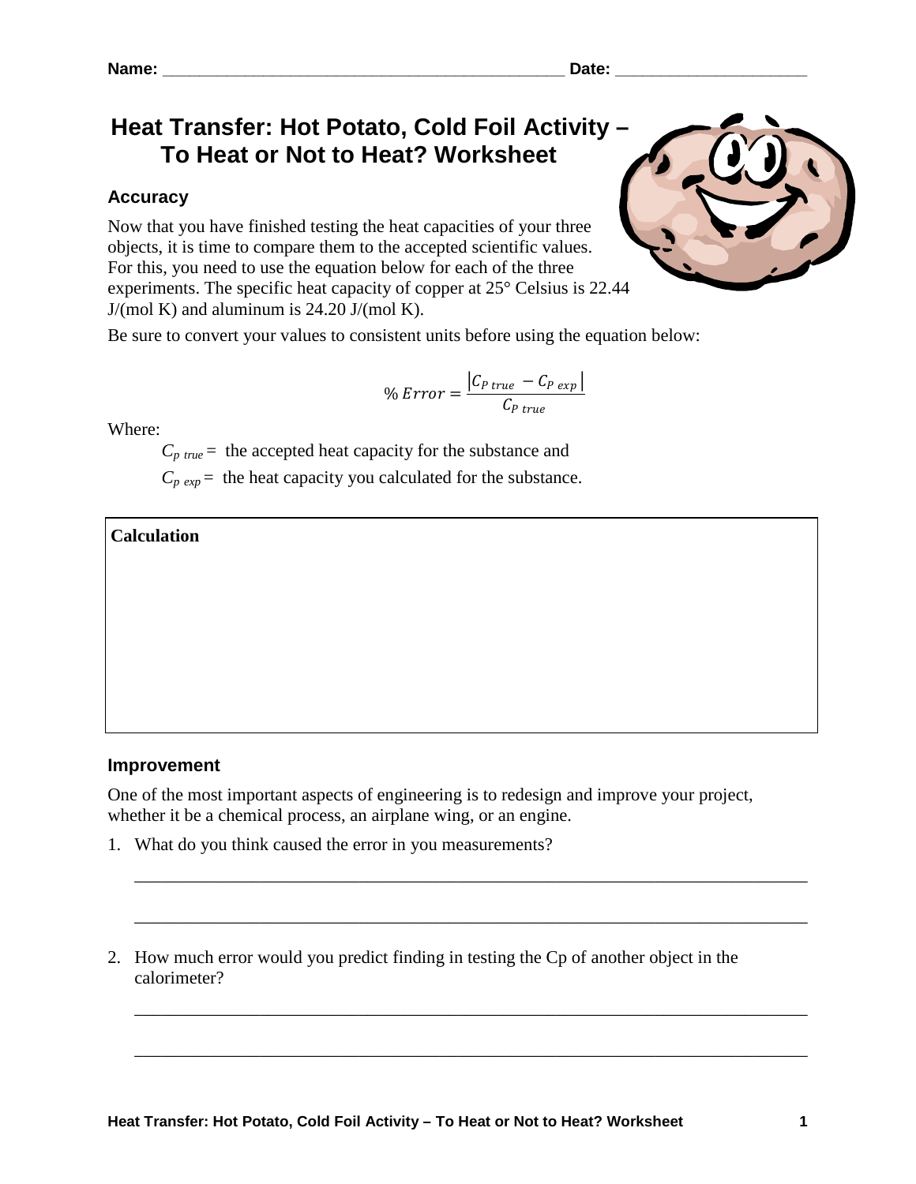Name: ______________________________________________ Date: _____________________

# Heat Transfer: Hot Potato, Cold Foil Activity – To Heat or Not to Heat? Worksheet

## Accuracy

Now that you have finished testing the heat capacities of your three objects, it is time to compare them to the accepted scientific values. For this, you need to use the equation below for each of the three experiments. The specific heat capacity of copper at 25° Celsius is 22.44 J/(mol K) and aluminum is 24.20 J/(mol K).

Be sure to convert your values to consistent units before using the equation below:

$$\% \, Error = \frac{\left| C_{P\ true} - C_{P\ exp} \right|}{C_{P\ true}}$$

Where:

$C_{p\ true}$ = the accepted heat capacity for the substance and

$C_{p\ exp}$ = the heat capacity you calculated for the substance.

| **Calculation** |
| --- |
| |

## Improvement

One of the most important aspects of engineering is to redesign and improve your project, whether it be a chemical process, an airplane wing, or an engine.

1. What do you think caused the error in you measurements?

   ______________________________________________________________________________

   ______________________________________________________________________________

2. How much error would you predict finding in testing the Cp of another object in the calorimeter?

   ______________________________________________________________________________

   ______________________________________________________________________________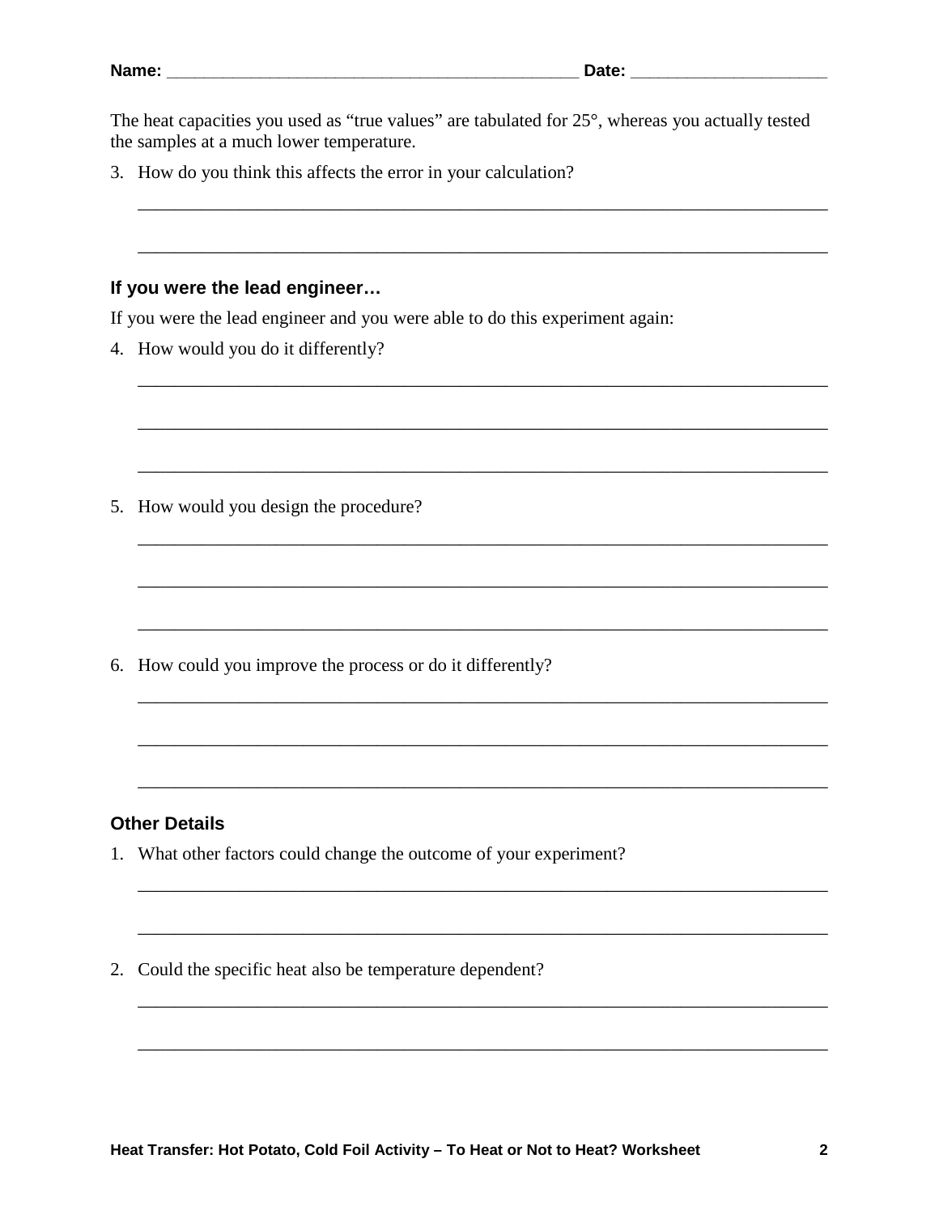**Name:** ____________________________________________ **Date:** ____________________

The heat capacities you used as "true values" are tabulated for 25°, whereas you actually tested the samples at a much lower temperature.

3. How do you think this affects the error in your calculation?

   ___________________________________________________________________________

   ___________________________________________________________________________

### If you were the lead engineer…

If you were the lead engineer and you were able to do this experiment again:

4. How would you do it differently?

   ___________________________________________________________________________

   ___________________________________________________________________________

   ___________________________________________________________________________

5. How would you design the procedure?

   ___________________________________________________________________________

   ___________________________________________________________________________

   ___________________________________________________________________________

6. How could you improve the process or do it differently?

   ___________________________________________________________________________

   ___________________________________________________________________________

   ___________________________________________________________________________

### Other Details

1. What other factors could change the outcome of your experiment?

   ___________________________________________________________________________

   ___________________________________________________________________________

2. Could the specific heat also be temperature dependent?

   ___________________________________________________________________________

   ___________________________________________________________________________